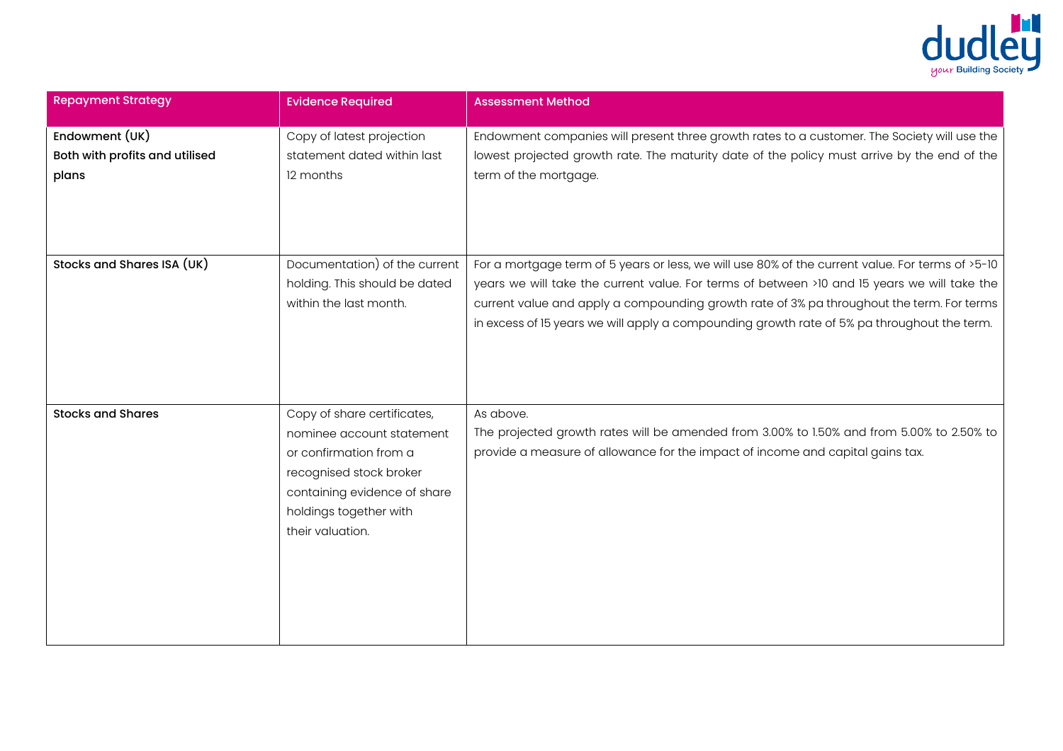| Repayment Strategy | Evidence Required | Assessment Method |
|---|---|---|
| **Endowment (UK)**<br>**Both with profits and utilised plans** | Copy of latest projection statement dated within last 12 months | Endowment companies will present three growth rates to a customer. The Society will use the lowest projected growth rate. The maturity date of the policy must arrive by the end of the term of the mortgage. |
| **Stocks and Shares ISA (UK)** | Documentation) of the current holding. This should be dated within the last month. | For a mortgage term of 5 years or less, we will use 80% of the current value. For terms of >5-10 years we will take the current value. For terms of between >10 and 15 years we will take the current value and apply a compounding growth rate of 3% pa throughout the term. For terms in excess of 15 years we will apply a compounding growth rate of 5% pa throughout the term. |
| **Stocks and Shares** | Copy of share certificates, nominee account statement or confirmation from a recognised stock broker containing evidence of share holdings together with their valuation. | As above.<br>The projected growth rates will be amended from 3.00% to 1.50% and from 5.00% to 2.50% to provide a measure of allowance for the impact of income and capital gains tax. |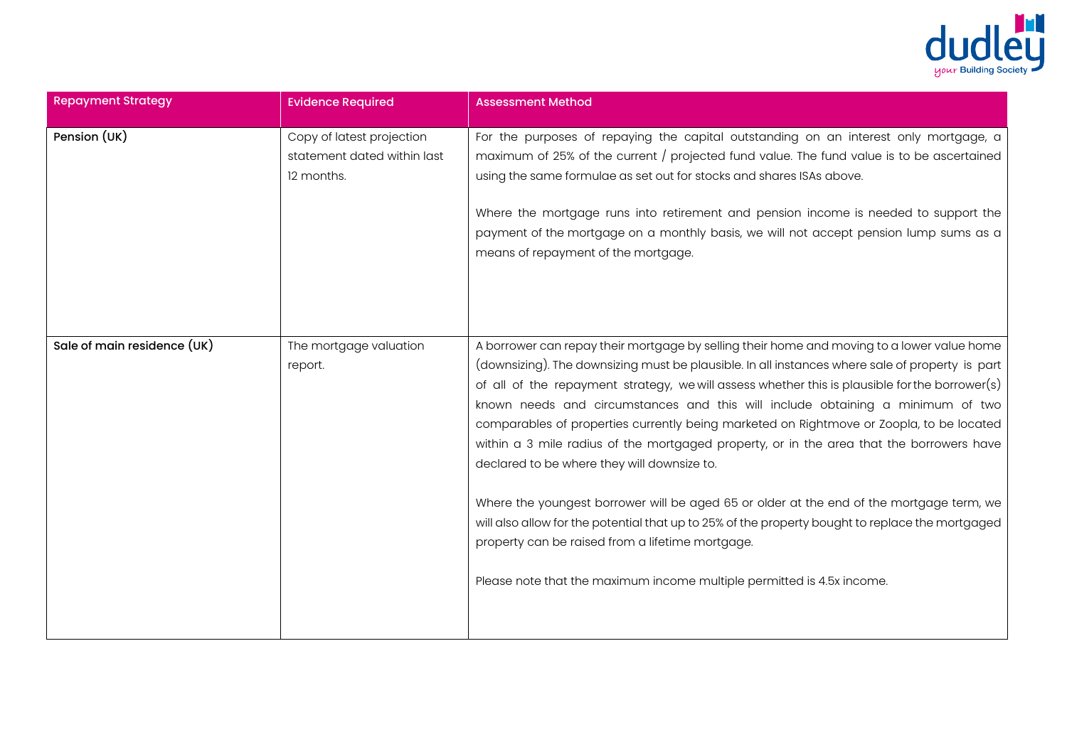| Repayment Strategy | Evidence Required | Assessment Method |
| --- | --- | --- |
| **Pension (UK)** | Copy of latest projection statement dated within last 12 months. | For the purposes of repaying the capital outstanding on an interest only mortgage, a maximum of 25% of the current / projected fund value. The fund value is to be ascertained using the same formulae as set out for stocks and shares ISAs above.<br><br>Where the mortgage runs into retirement and pension income is needed to support the payment of the mortgage on a monthly basis, we will not accept pension lump sums as a means of repayment of the mortgage. |
| **Sale of main residence (UK)** | The mortgage valuation report. | A borrower can repay their mortgage by selling their home and moving to a lower value home (downsizing). The downsizing must be plausible. In all instances where sale of property is part of all of the repayment strategy, we will assess whether this is plausible for the borrower(s) known needs and circumstances and this will include obtaining a minimum of two comparables of properties currently being marketed on Rightmove or Zoopla, to be located within a 3 mile radius of the mortgaged property, or in the area that the borrowers have declared to be where they will downsize to.<br><br>Where the youngest borrower will be aged 65 or older at the end of the mortgage term, we will also allow for the potential that up to 25% of the property bought to replace the mortgaged property can be raised from a lifetime mortgage.<br><br>Please note that the maximum income multiple permitted is 4.5x income. |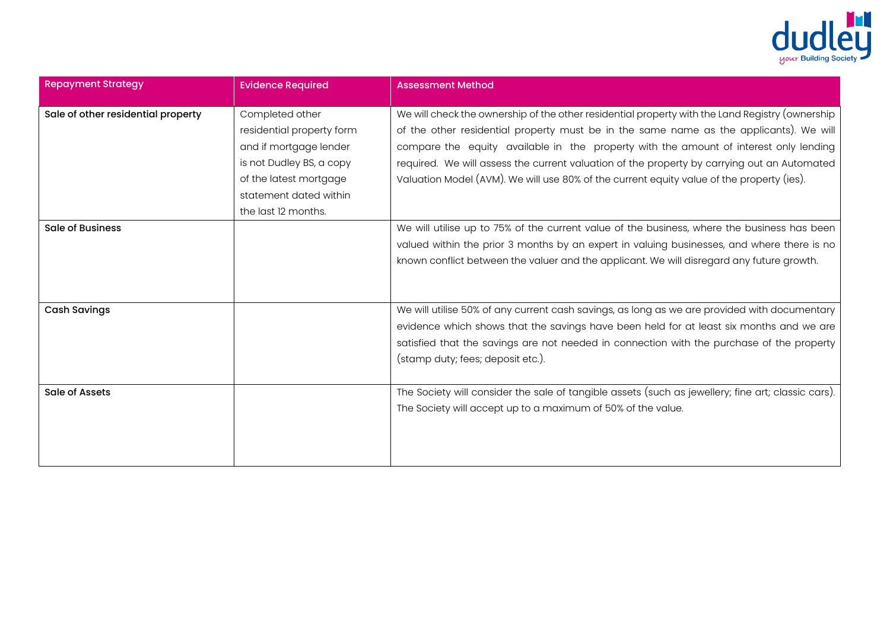| Repayment Strategy | Evidence Required | Assessment Method |
| --- | --- | --- |
| **Sale of other residential property** | Completed other residential property form and if mortgage lender is not Dudley BS, a copy of the latest mortgage statement dated within the last 12 months. | We will check the ownership of the other residential property with the Land Registry (ownership of the other residential property must be in the same name as the applicants). We will compare the equity available in the property with the amount of interest only lending required. We will assess the current valuation of the property by carrying out an Automated Valuation Model (AVM). We will use 80% of the current equity value of the property (ies). |
| **Sale of Business** | | We will utilise up to 75% of the current value of the business, where the business has been valued within the prior 3 months by an expert in valuing businesses, and where there is no known conflict between the valuer and the applicant. We will disregard any future growth. |
| **Cash Savings** | | We will utilise 50% of any current cash savings, as long as we are provided with documentary evidence which shows that the savings have been held for at least six months and we are satisfied that the savings are not needed in connection with the purchase of the property (stamp duty; fees; deposit etc.). |
| **Sale of Assets** | | The Society will consider the sale of tangible assets (such as jewellery; fine art; classic cars). The Society will accept up to a maximum of 50% of the value. |